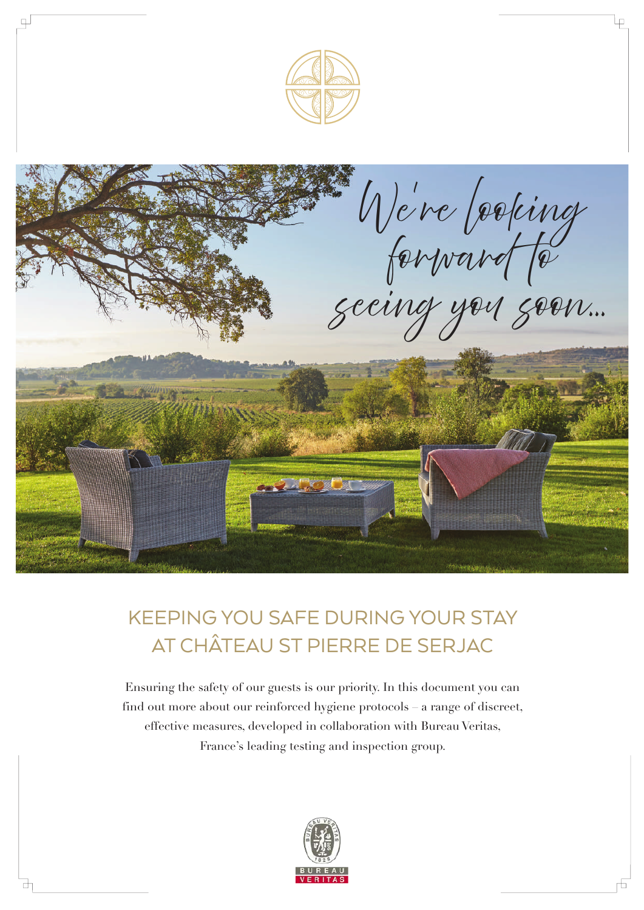*We're looking forward to seeing you soon...*

# KEEPING YOU SAFE DURING YOUR STAY AT CHÂTEAU ST PIERRE DE SERJAC

Ensuring the safety of our guests is our priority. In this document you can find out more about our reinforced hygiene protocols – a range of discreet, effective measures, developed in collaboration with Bureau Veritas, France's leading testing and inspection group.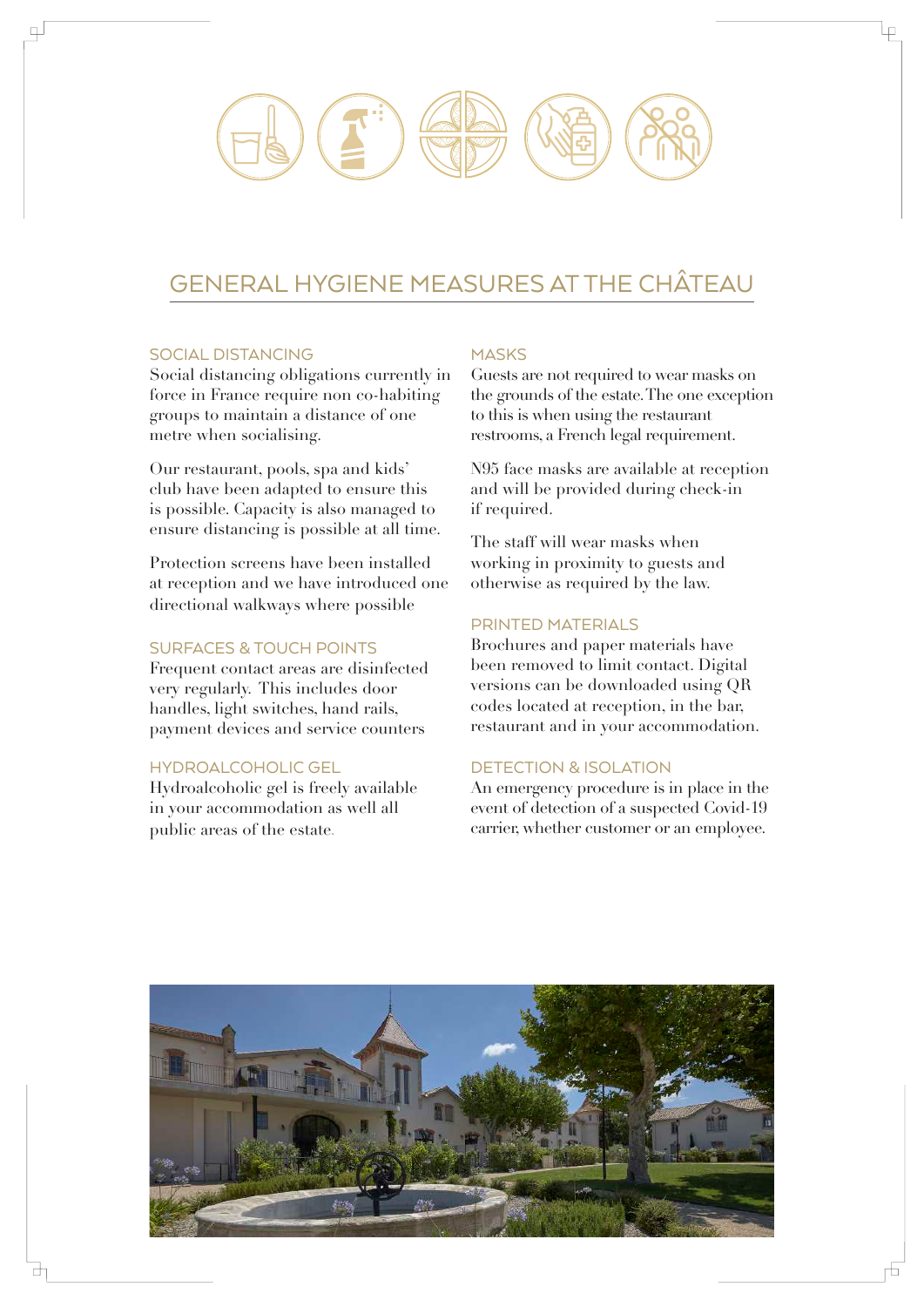# GENERAL HYGIENE MEASURES AT THE CHÂTEAU

### SOCIAL DISTANCING

Social distancing obligations currently in force in France require non co-habiting groups to maintain a distance of one metre when socialising.

Our restaurant, pools, spa and kids' club have been adapted to ensure this is possible. Capacity is also managed to ensure distancing is possible at all time.

Protection screens have been installed at reception and we have introduced one directional walkways where possible

### SURFACES & TOUCH POINTS

Frequent contact areas are disinfected very regularly. This includes door handles, light switches, hand rails, payment devices and service counters

### HYDROALCOHOLIC GEL

Hydroalcoholic gel is freely available in your accommodation as well all public areas of the estate.

### MASKS

Guests are not required to wear masks on the grounds of the estate. The one exception to this is when using the restaurant restrooms, a French legal requirement.

N95 face masks are available at reception and will be provided during check-in if required.

The staff will wear masks when working in proximity to guests and otherwise as required by the law.

### PRINTED MATERIALS

Brochures and paper materials have been removed to limit contact. Digital versions can be downloaded using QR codes located at reception, in the bar, restaurant and in your accommodation.

### DETECTION & ISOLATION

An emergency procedure is in place in the event of detection of a suspected Covid-19 carrier, whether customer or an employee.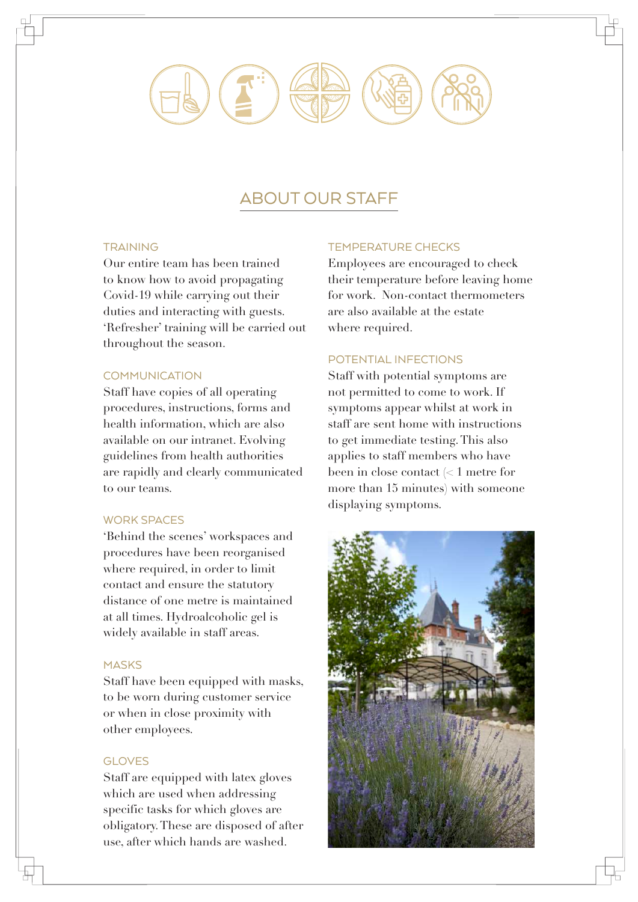## ABOUT OUR STAFF

### TRAINING

Our entire team has been trained to know how to avoid propagating Covid-19 while carrying out their duties and interacting with guests. 'Refresher' training will be carried out throughout the season.

### COMMUNICATION

Staff have copies of all operating procedures, instructions, forms and health information, which are also available on our intranet. Evolving guidelines from health authorities are rapidly and clearly communicated to our teams.

### WORK SPACES

'Behind the scenes' workspaces and procedures have been reorganised where required, in order to limit contact and ensure the statutory distance of one metre is maintained at all times. Hydroalcoholic gel is widely available in staff areas.

### MASKS

Staff have been equipped with masks, to be worn during customer service or when in close proximity with other employees.

### GLOVES

Staff are equipped with latex gloves which are used when addressing specific tasks for which gloves are obligatory. These are disposed of after use, after which hands are washed.

### TEMPERATURE CHECKS

Employees are encouraged to check their temperature before leaving home for work. Non-contact thermometers are also available at the estate where required.

### POTENTIAL INFECTIONS

Staff with potential symptoms are not permitted to come to work. If symptoms appear whilst at work in staff are sent home with instructions to get immediate testing. This also applies to staff members who have been in close contact (< 1 metre for more than 15 minutes) with someone displaying symptoms.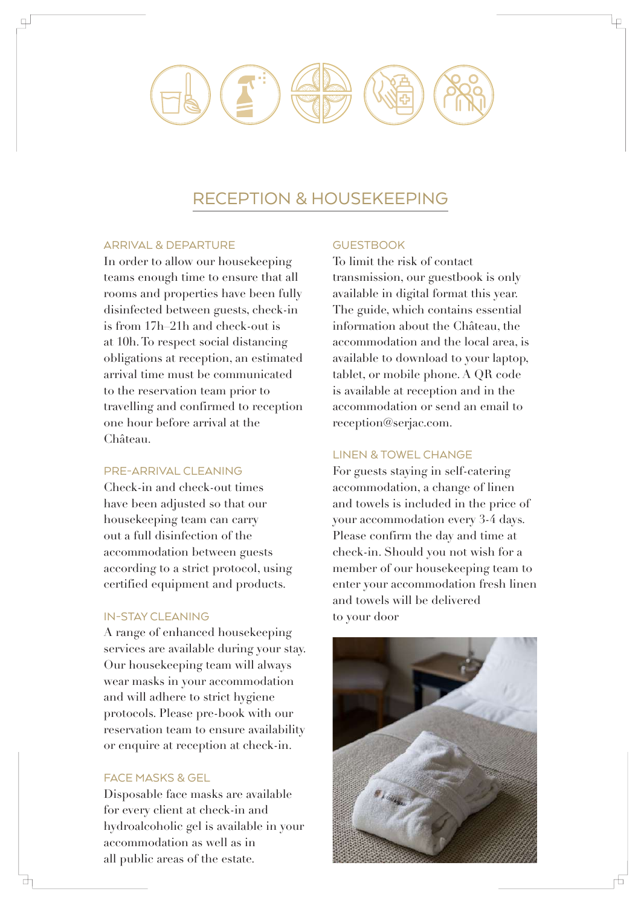# RECEPTION & HOUSEKEEPING

## ARRIVAL & DEPARTURE

In order to allow our housekeeping teams enough time to ensure that all rooms and properties have been fully disinfected between guests, check-in is from 17h–21h and check-out is at 10h. To respect social distancing obligations at reception, an estimated arrival time must be communicated to the reservation team prior to travelling and confirmed to reception one hour before arrival at the Château.

## PRE-ARRIVAL CLEANING

Check-in and check-out times have been adjusted so that our housekeeping team can carry out a full disinfection of the accommodation between guests according to a strict protocol, using certified equipment and products.

## IN-STAY CLEANING

A range of enhanced housekeeping services are available during your stay. Our housekeeping team will always wear masks in your accommodation and will adhere to strict hygiene protocols. Please pre-book with our reservation team to ensure availability or enquire at reception at check-in.

## FACE MASKS & GEL

Disposable face masks are available for every client at check-in and hydroalcoholic gel is available in your accommodation as well as in all public areas of the estate.

## GUESTBOOK

To limit the risk of contact transmission, our guestbook is only available in digital format this year. The guide, which contains essential information about the Château, the accommodation and the local area, is available to download to your laptop, tablet, or mobile phone. A QR code is available at reception and in the accommodation or send an email to reception@serjac.com.

## LINEN & TOWEL CHANGE

For guests staying in self-catering accommodation, a change of linen and towels is included in the price of your accommodation every 3-4 days. Please confirm the day and time at check-in. Should you not wish for a member of our housekeeping team to enter your accommodation fresh linen and towels will be delivered to your door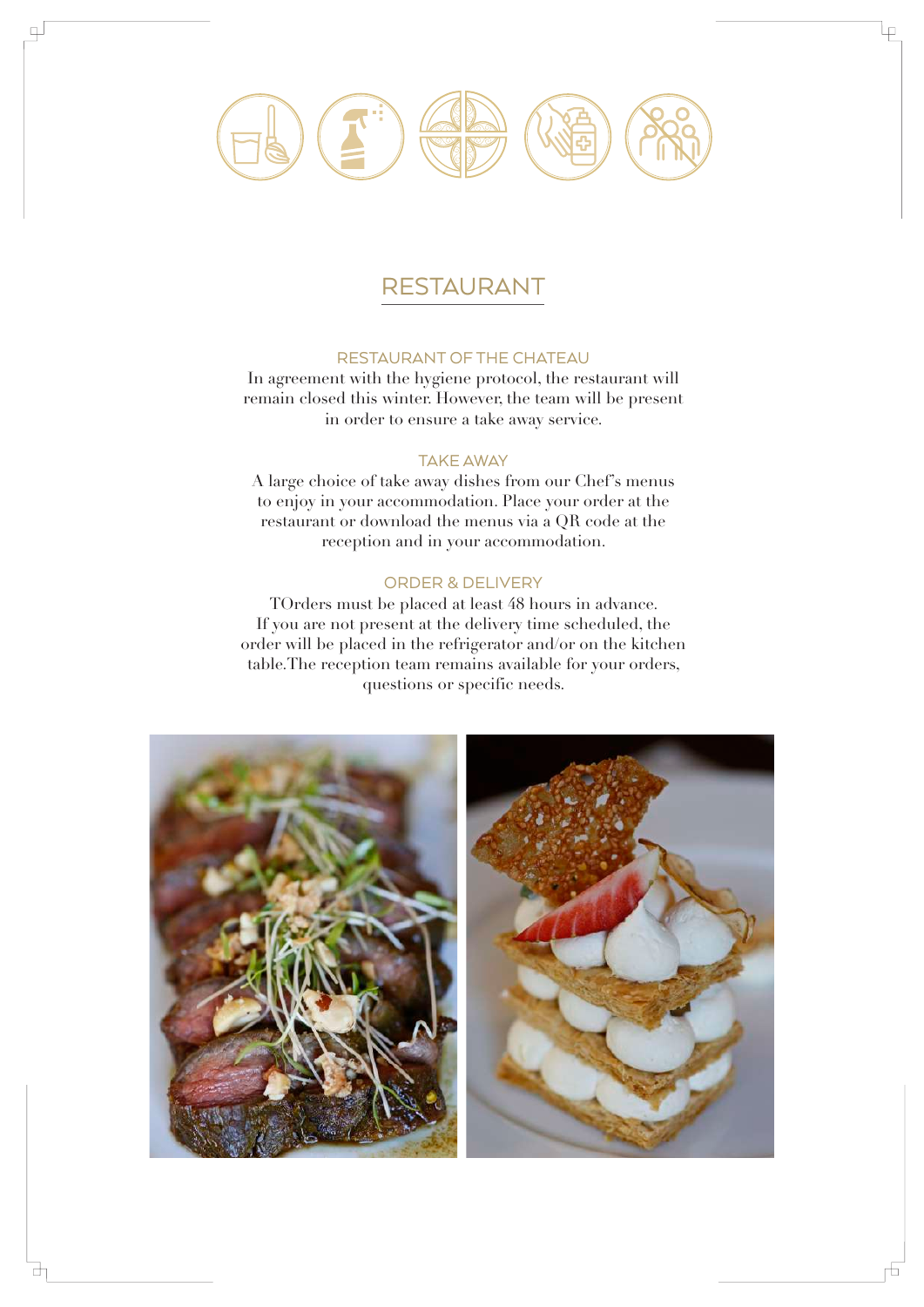# RESTAURANT

## RESTAURANT OF THE CHATEAU

In agreement with the hygiene protocol, the restaurant will remain closed this winter. However, the team will be present in order to ensure a take away service.

## TAKE AWAY

A large choice of take away dishes from our Chef's menus to enjoy in your accommodation. Place your order at the restaurant or download the menus via a QR code at the reception and in your accommodation.

## ORDER & DELIVERY

TOrders must be placed at least 48 hours in advance. If you are not present at the delivery time scheduled, the order will be placed in the refrigerator and/or on the kitchen table.The reception team remains available for your orders, questions or specific needs.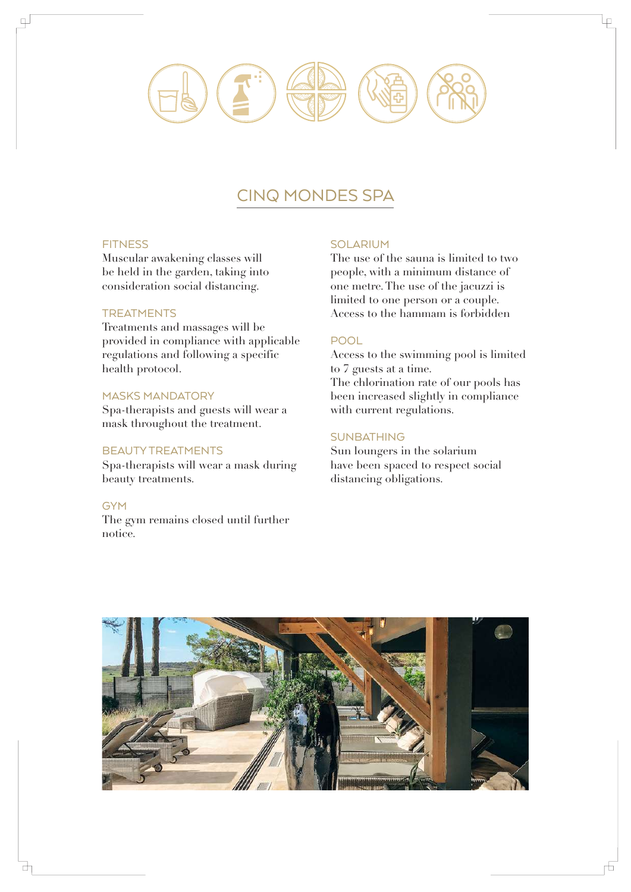# CINQ MONDES SPA

### FITNESS
Muscular awakening classes will be held in the garden, taking into consideration social distancing.

### TREATMENTS
Treatments and massages will be provided in compliance with applicable regulations and following a specific health protocol.

### MASKS MANDATORY
Spa-therapists and guests will wear a mask throughout the treatment.

### BEAUTY TREATMENTS
Spa-therapists will wear a mask during beauty treatments.

### GYM
The gym remains closed until further notice.

### SOLARIUM
The use of the sauna is limited to two people, with a minimum distance of one metre. The use of the jacuzzi is limited to one person or a couple. Access to the hammam is forbidden

### POOL
Access to the swimming pool is limited to 7 guests at a time.
The chlorination rate of our pools has been increased slightly in compliance with current regulations.

### SUNBATHING
Sun loungers in the solarium have been spaced to respect social distancing obligations.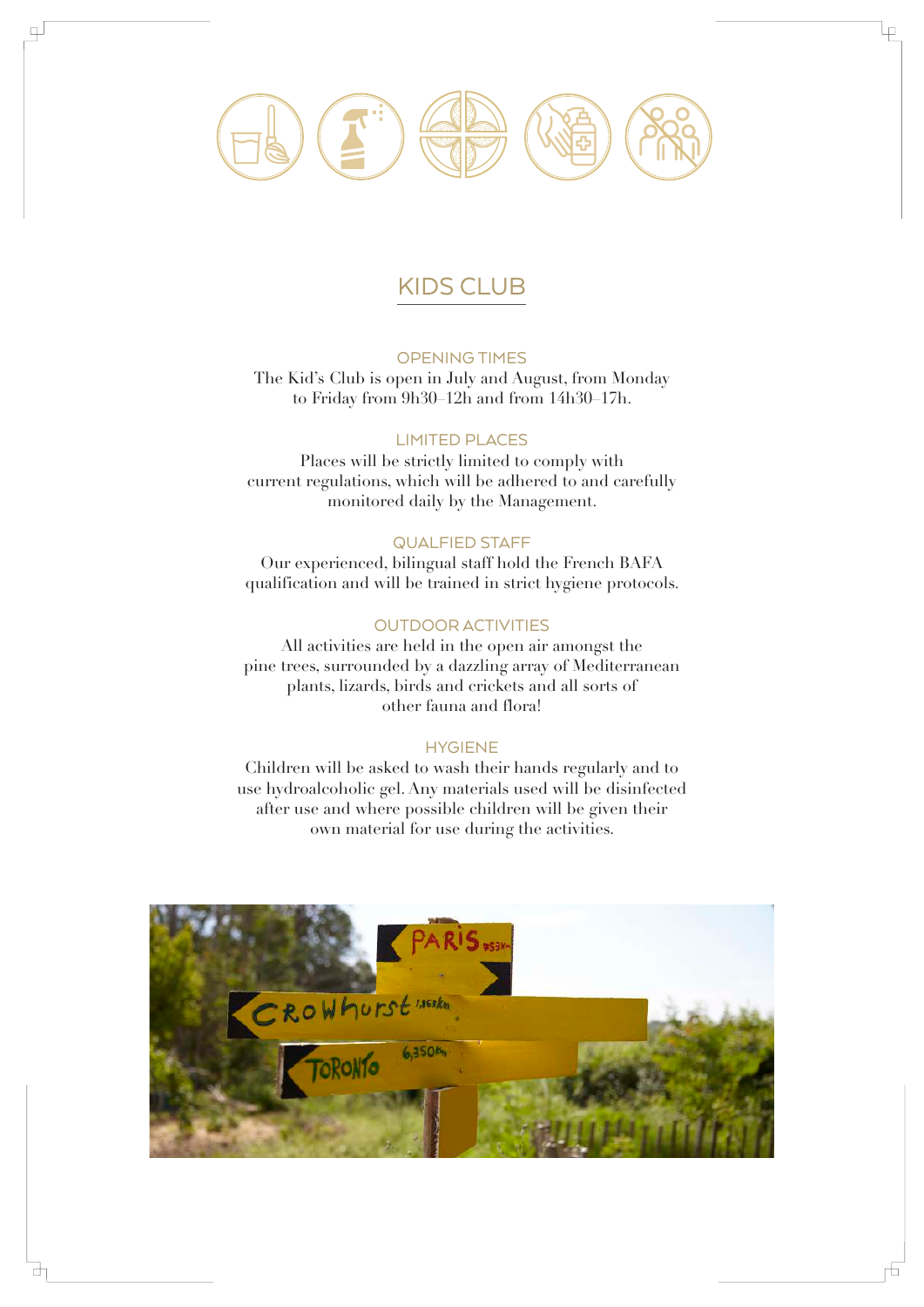# KIDS CLUB

## OPENING TIMES

The Kid's Club is open in July and August, from Monday to Friday from 9h30–12h and from 14h30–17h.

## LIMITED PLACES

Places will be strictly limited to comply with current regulations, which will be adhered to and carefully monitored daily by the Management.

## QUALFIED STAFF

Our experienced, bilingual staff hold the French BAFA qualification and will be trained in strict hygiene protocols.

## OUTDOOR ACTIVITIES

All activities are held in the open air amongst the pine trees, surrounded by a dazzling array of Mediterranean plants, lizards, birds and crickets and all sorts of other fauna and flora!

## HYGIENE

Children will be asked to wash their hands regularly and to use hydroalcoholic gel. Any materials used will be disinfected after use and where possible children will be given their own material for use during the activities.